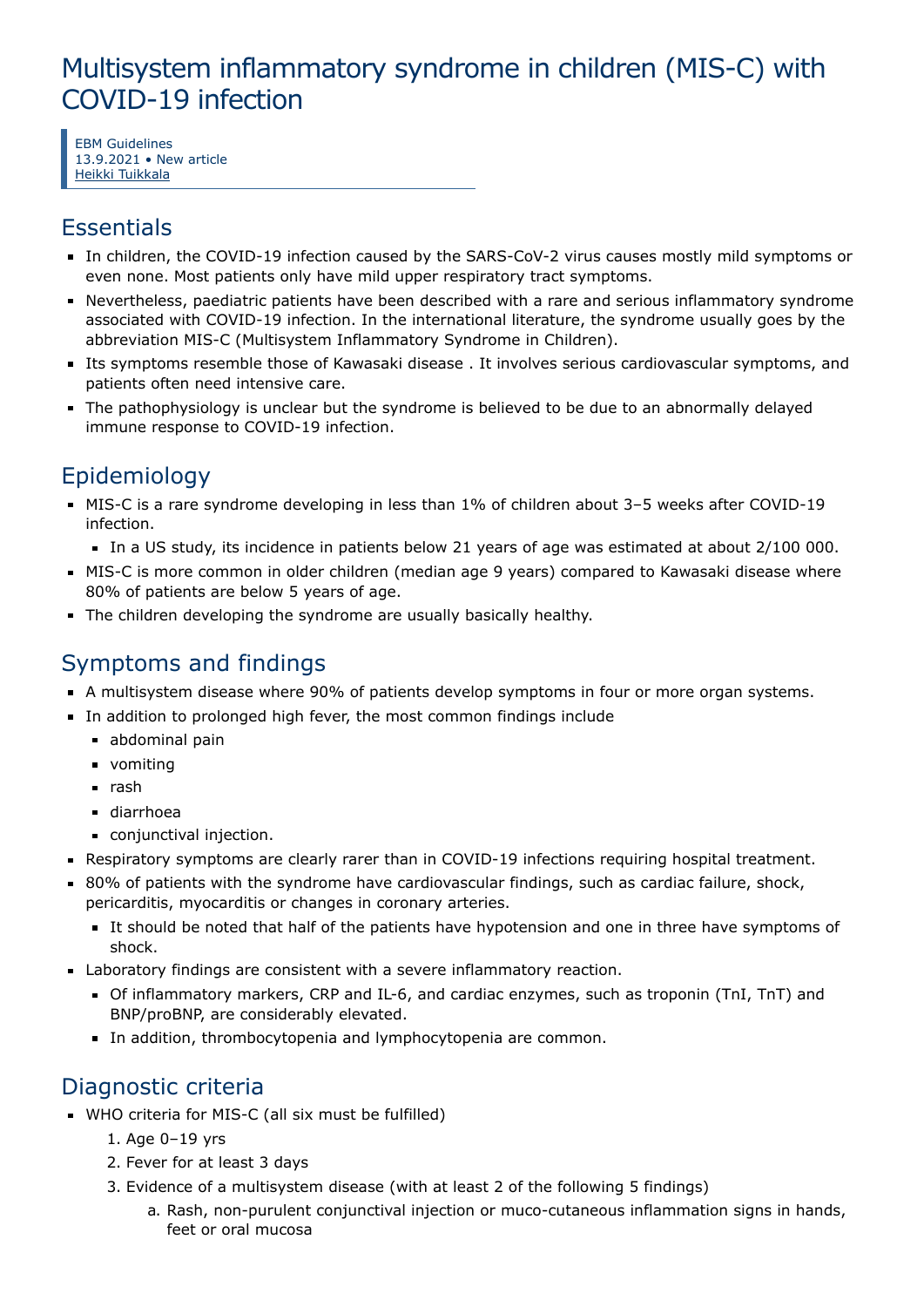# Multisystem inflammatory syndrome in children (MIS-C) with COVID-19 infection

EBM Guidelines
13.9.2021 • New article
Heikki Tuikkala

## Essentials

- In children, the COVID-19 infection caused by the SARS-CoV-2 virus causes mostly mild symptoms or even none. Most patients only have mild upper respiratory tract symptoms.
- Nevertheless, paediatric patients have been described with a rare and serious inflammatory syndrome associated with COVID-19 infection. In the international literature, the syndrome usually goes by the abbreviation MIS-C (Multisystem Inflammatory Syndrome in Children).
- Its symptoms resemble those of Kawasaki disease . It involves serious cardiovascular symptoms, and patients often need intensive care.
- The pathophysiology is unclear but the syndrome is believed to be due to an abnormally delayed immune response to COVID-19 infection.

## Epidemiology

- MIS-C is a rare syndrome developing in less than 1% of children about 3–5 weeks after COVID-19 infection.
  - In a US study, its incidence in patients below 21 years of age was estimated at about 2/100 000.
- MIS-C is more common in older children (median age 9 years) compared to Kawasaki disease where 80% of patients are below 5 years of age.
- The children developing the syndrome are usually basically healthy.

## Symptoms and findings

- A multisystem disease where 90% of patients develop symptoms in four or more organ systems.
- In addition to prolonged high fever, the most common findings include
  - abdominal pain
  - vomiting
  - rash
  - diarrhoea
  - conjunctival injection.
- Respiratory symptoms are clearly rarer than in COVID-19 infections requiring hospital treatment.
- 80% of patients with the syndrome have cardiovascular findings, such as cardiac failure, shock, pericarditis, myocarditis or changes in coronary arteries.
  - It should be noted that half of the patients have hypotension and one in three have symptoms of shock.
- Laboratory findings are consistent with a severe inflammatory reaction.
  - Of inflammatory markers, CRP and IL-6, and cardiac enzymes, such as troponin (TnI, TnT) and BNP/proBNP, are considerably elevated.
  - In addition, thrombocytopenia and lymphocytopenia are common.

## Diagnostic criteria

- WHO criteria for MIS-C (all six must be fulfilled)
  1. Age 0–19 yrs
  2. Fever for at least 3 days
  3. Evidence of a multisystem disease (with at least 2 of the following 5 findings)
     a. Rash, non-purulent conjunctival injection or muco-cutaneous inflammation signs in hands, feet or oral mucosa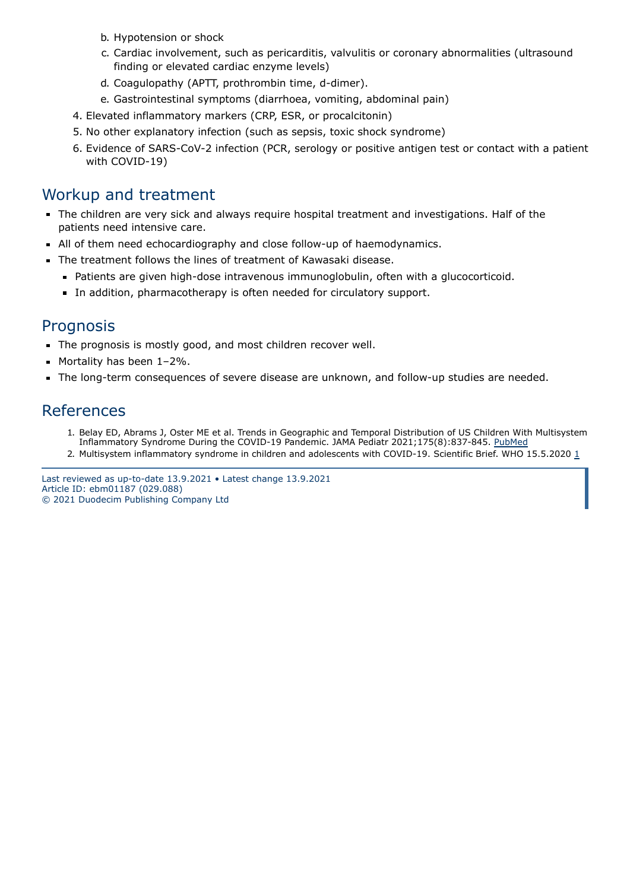b. Hypotension or shock
  c. Cardiac involvement, such as pericarditis, valvulitis or coronary abnormalities (ultrasound finding or elevated cardiac enzyme levels)
  d. Coagulopathy (APTT, prothrombin time, d-dimer).
  e. Gastrointestinal symptoms (diarrhoea, vomiting, abdominal pain)
4. Elevated inflammatory markers (CRP, ESR, or procalcitonin)
5. No other explanatory infection (such as sepsis, toxic shock syndrome)
6. Evidence of SARS-CoV-2 infection (PCR, serology or positive antigen test or contact with a patient with COVID-19)

## Workup and treatment

- The children are very sick and always require hospital treatment and investigations. Half of the patients need intensive care.
- All of them need echocardiography and close follow-up of haemodynamics.
- The treatment follows the lines of treatment of Kawasaki disease.
  - Patients are given high-dose intravenous immunoglobulin, often with a glucocorticoid.
  - In addition, pharmacotherapy is often needed for circulatory support.

## Prognosis

- The prognosis is mostly good, and most children recover well.
- Mortality has been 1–2%.
- The long-term consequences of severe disease are unknown, and follow-up studies are needed.

## References

1. Belay ED, Abrams J, Oster ME et al. Trends in Geographic and Temporal Distribution of US Children With Multisystem Inflammatory Syndrome During the COVID-19 Pandemic. JAMA Pediatr 2021;175(8):837-845. PubMed
2. Multisystem inflammatory syndrome in children and adolescents with COVID-19. Scientific Brief. WHO 15.5.2020 1

Last reviewed as up-to-date 13.9.2021 • Latest change 13.9.2021
Article ID: ebm01187 (029.088)
© 2021 Duodecim Publishing Company Ltd